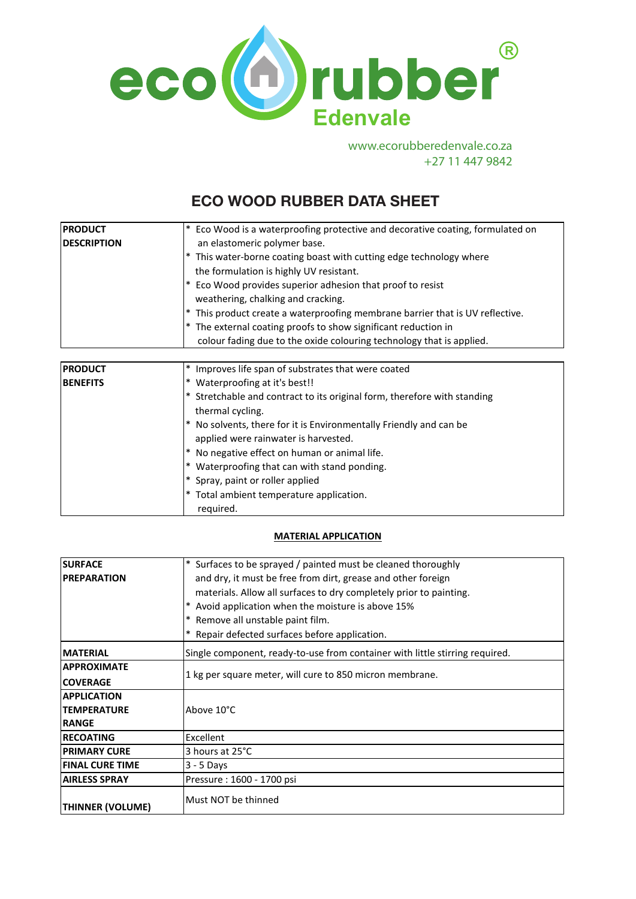eco rubber®
Edenvale

www.ecorubberedenvale.co.za
+27 11 447 9842

# ECO WOOD RUBBER DATA SHEET

| **PRODUCT DESCRIPTION** | * Eco Wood is a waterproofing protective and decorative coating, formulated on an elastomeric polymer base.<br>* This water-borne coating boast with cutting edge technology where the formulation is highly UV resistant.<br>* Eco Wood provides superior adhesion that proof to resist weathering, chalking and cracking.<br>* This product create a waterproofing membrane barrier that is UV reflective.<br>* The external coating proofs to show significant reduction in colour fading due to the oxide colouring technology that is applied. |
|---|---|

| **PRODUCT BENEFITS** | * Improves life span of substrates that were coated<br>* Waterproofing at it's best!!<br>* Stretchable and contract to its original form, therefore with standing thermal cycling.<br>* No solvents, there for it is Environmentally Friendly and can be applied were rainwater is harvested.<br>* No negative effect on human or animal life.<br>* Waterproofing that can with stand ponding.<br>* Spray, paint or roller applied<br>* Total ambient temperature application. required. |
|---|---|

**MATERIAL APPLICATION**

| **SURFACE PREPARATION** | * Surfaces to be sprayed / painted must be cleaned thoroughly and dry, it must be free from dirt, grease and other foreign materials. Allow all surfaces to dry completely prior to painting.<br>* Avoid application when the moisture is above 15%<br>* Remove all unstable paint film.<br>* Repair defected surfaces before application. |
|---|---|
| **MATERIAL** | Single component, ready-to-use from container with little stirring required. |
| **APPROXIMATE COVERAGE** | 1 kg per square meter, will cure to 850 micron membrane. |
| **APPLICATION TEMPERATURE RANGE** | Above 10°C |
| **RECOATING** | Excellent |
| **PRIMARY CURE** | 3 hours at 25°C |
| **FINAL CURE TIME** | 3 - 5 Days |
| **AIRLESS SPRAY** | Pressure : 1600 - 1700 psi |
| **THINNER (VOLUME)** | Must NOT be thinned |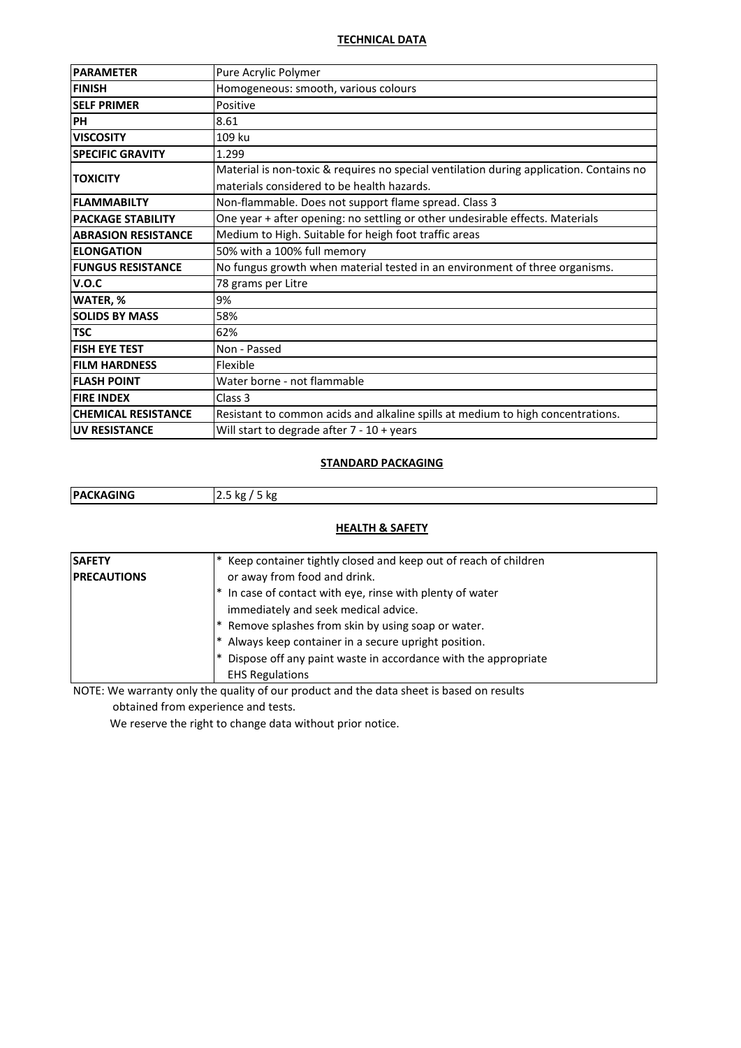## TECHNICAL DATA

| | |
|---|---|
| **PARAMETER** | Pure Acrylic Polymer |
| **FINISH** | Homogeneous: smooth, various colours |
| **SELF PRIMER** | Positive |
| **PH** | 8.61 |
| **VISCOSITY** | 109 ku |
| **SPECIFIC GRAVITY** | 1.299 |
| **TOXICITY** | Material is non-toxic & requires no special ventilation during application. Contains no materials considered to be health hazards. |
| **FLAMMABILTY** | Non-flammable. Does not support flame spread. Class 3 |
| **PACKAGE STABILITY** | One year + after opening: no settling or other undesirable effects. Materials |
| **ABRASION RESISTANCE** | Medium to High. Suitable for heigh foot traffic areas |
| **ELONGATION** | 50% with a 100% full memory |
| **FUNGUS RESISTANCE** | No fungus growth when material tested in an environment of three organisms. |
| **V.O.C** | 78 grams per Litre |
| **WATER, %** | 9% |
| **SOLIDS BY MASS** | 58% |
| **TSC** | 62% |
| **FISH EYE TEST** | Non - Passed |
| **FILM HARDNESS** | Flexible |
| **FLASH POINT** | Water borne - not flammable |
| **FIRE INDEX** | Class 3 |
| **CHEMICAL RESISTANCE** | Resistant to common acids and alkaline spills at medium to high concentrations. |
| **UV RESISTANCE** | Will start to degrade after 7 - 10 + years |

## STANDARD PACKAGING

| | |
|---|---|
| **PACKAGING** | 2.5 kg / 5 kg |

## HEALTH & SAFETY

| | |
|---|---|
| **SAFETY PRECAUTIONS** | * Keep container tightly closed and keep out of reach of children or away from food and drink.<br>* In case of contact with eye, rinse with plenty of water immediately and seek medical advice.<br>* Remove splashes from skin by using soap or water.<br>* Always keep container in a secure upright position.<br>* Dispose off any paint waste in accordance with the appropriate EHS Regulations |

NOTE: We warranty only the quality of our product and the data sheet is based on results obtained from experience and tests.

We reserve the right to change data without prior notice.